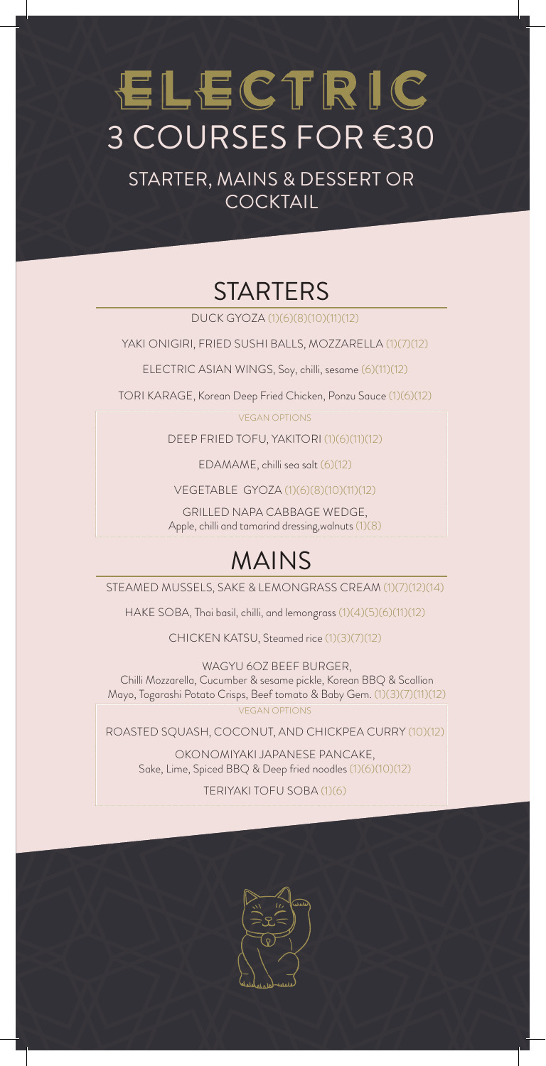# ELECTRIC

# 3 COURSES FOR €30

STARTER, MAINS & DESSERT OR COCKTAIL

## STARTERS

DUCK GYOZA (1)(6)(8)(10)(11)(12)

YAKI ONIGIRI, FRIED SUSHI BALLS, MOZZARELLA (1)(7)(12)

ELECTRIC ASIAN WINGS, Soy, chilli, sesame (6)(11)(12)

TORI KARAGE, Korean Deep Fried Chicken, Ponzu Sauce (1)(6)(12)

### VEGAN OPTIONS

DEEP FRIED TOFU, YAKITORI (1)(6)(11)(12)

EDAMAME, chilli sea salt (6)(12)

VEGETABLE GYOZA (1)(6)(8)(10)(11)(12)

GRILLED NAPA CABBAGE WEDGE,
Apple, chilli and tamarind dressing,walnuts (1)(8)

## MAINS

STEAMED MUSSELS, SAKE & LEMONGRASS CREAM (1)(7)(12)(14)

HAKE SOBA, Thai basil, chilli, and lemongrass (1)(4)(5)(6)(11)(12)

CHICKEN KATSU, Steamed rice (1)(3)(7)(12)

WAGYU 6OZ BEEF BURGER,
Chilli Mozzarella, Cucumber & sesame pickle, Korean BBQ & Scallion Mayo, Togarashi Potato Crisps, Beef tomato & Baby Gem. (1)(3)(7)(11)(12)

### VEGAN OPTIONS

ROASTED SQUASH, COCONUT, AND CHICKPEA CURRY (10)(12)

OKONOMIYAKI JAPANESE PANCAKE,
Sake, Lime, Spiced BBQ & Deep fried noodles (1)(6)(10)(12)

TERIYAKI TOFU SOBA (1)(6)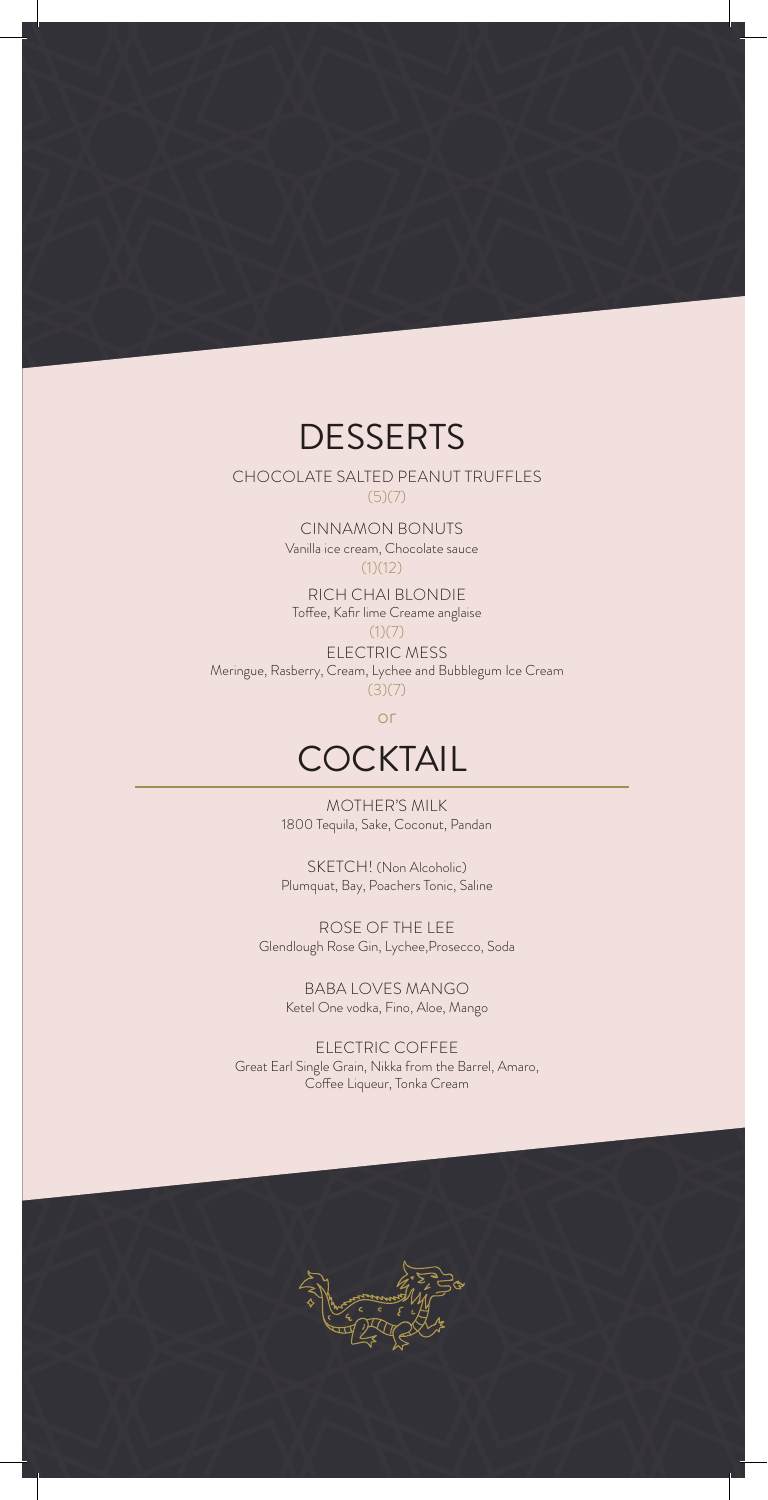# DESSERTS

CHOCOLATE SALTED PEANUT TRUFFLES
(5)(7)

CINNAMON BONUTS
Vanilla ice cream, Chocolate sauce
(1)(12)

RICH CHAI BLONDIE
Toffee, Kafir lime Creame anglaise
(1)(7)

ELECTRIC MESS
Meringue, Rasberry, Cream, Lychee and Bubblegum Ice Cream
(3)(7)

or

# COCKTAIL

MOTHER'S MILK
1800 Tequila, Sake, Coconut, Pandan

SKETCH! (Non Alcoholic)
Plumquat, Bay, Poachers Tonic, Saline

ROSE OF THE LEE
Glendlough Rose Gin, Lychee,Prosecco, Soda

BABA LOVES MANGO
Ketel One vodka, Fino, Aloe, Mango

ELECTRIC COFFEE
Great Earl Single Grain, Nikka from the Barrel, Amaro, Coffee Liqueur, Tonka Cream